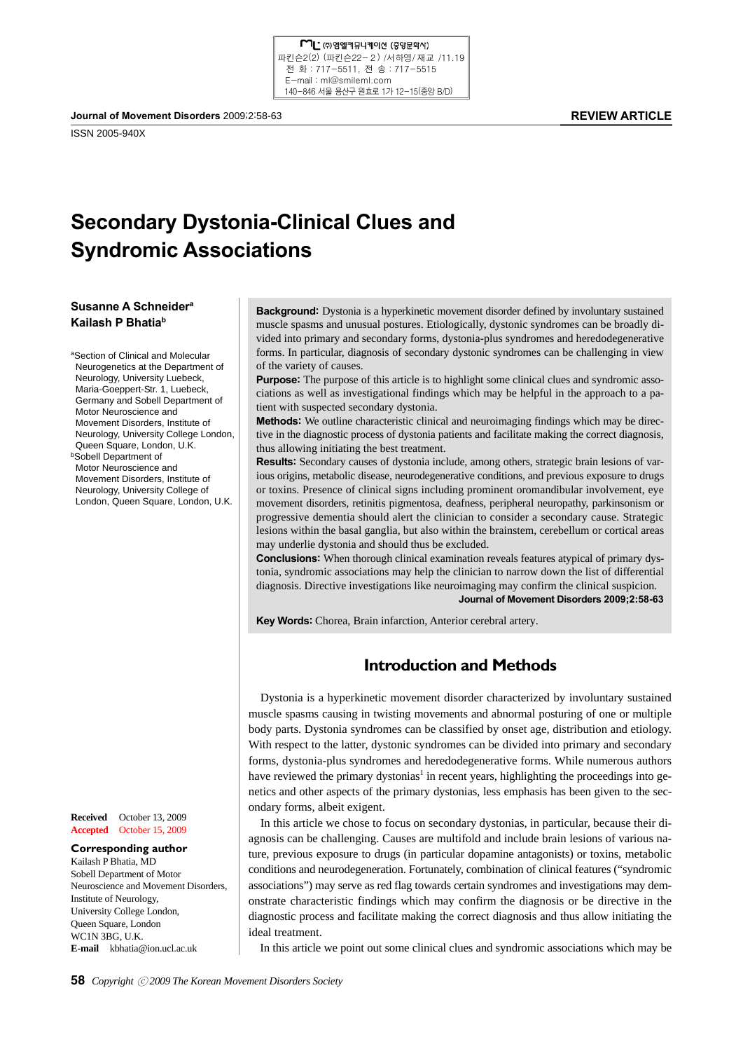REVIEW ARTICLE

ISSN 2005-940X

# Secondary Dystonia-Clinical Clues and Syndromic Associations

**Susanne A Schneider**[a]
**Kailash P Bhatia**[b]

[a]Section of Clinical and Molecular Neurogenetics at the Department of Neurology, University Luebeck, Maria-Goeppert-Str. 1, Luebeck, Germany and Sobell Department of Motor Neuroscience and Movement Disorders, Institute of Neurology, University College London, Queen Square, London, U.K.
[b]Sobell Department of Motor Neuroscience and Movement Disorders, Institute of Neurology, University College of London, Queen Square, London, U.K.

**Received** October 13, 2009
**Accepted** October 15, 2009

**Corresponding author**
Kailash P Bhatia, MD
Sobell Department of Motor Neuroscience and Movement Disorders, Institute of Neurology, University College London, Queen Square, London WC1N 3BG, U.K.
**E-mail** kbhatia@ion.ucl.ac.uk

**Background:** Dystonia is a hyperkinetic movement disorder defined by involuntary sustained muscle spasms and unusual postures. Etiologically, dystonic syndromes can be broadly divided into primary and secondary forms, dystonia-plus syndromes and heredodegenerative forms. In particular, diagnosis of secondary dystonic syndromes can be challenging in view of the variety of causes.
**Purpose:** The purpose of this article is to highlight some clinical clues and syndromic associations as well as investigational findings which may be helpful in the approach to a patient with suspected secondary dystonia.
**Methods:** We outline characteristic clinical and neuroimaging findings which may be directive in the diagnostic process of dystonia patients and facilitate making the correct diagnosis, thus allowing initiating the best treatment.
**Results:** Secondary causes of dystonia include, among others, strategic brain lesions of various origins, metabolic disease, neurodegenerative conditions, and previous exposure to drugs or toxins. Presence of clinical signs including prominent oromandibular involvement, eye movement disorders, retinitis pigmentosa, deafness, peripheral neuropathy, parkinsonism or progressive dementia should alert the clinician to consider a secondary cause. Strategic lesions within the basal ganglia, but also within the brainstem, cerebellum or cortical areas may underlie dystonia and should thus be excluded.
**Conclusions:** When thorough clinical examination reveals features atypical of primary dystonia, syndromic associations may help the clinician to narrow down the list of differential diagnosis. Directive investigations like neuroimaging may confirm the clinical suspicion.
**Journal of Movement Disorders 2009;2:58-63**

**Key Words:** Chorea, Brain infarction, Anterior cerebral artery.

## Introduction and Methods

Dystonia is a hyperkinetic movement disorder characterized by involuntary sustained muscle spasms causing in twisting movements and abnormal posturing of one or multiple body parts. Dystonia syndromes can be classified by onset age, distribution and etiology. With respect to the latter, dystonic syndromes can be divided into primary and secondary forms, dystonia-plus syndromes and heredodegenerative forms. While numerous authors have reviewed the primary dystonias[1] in recent years, highlighting the proceedings into genetics and other aspects of the primary dystonias, less emphasis has been given to the secondary forms, albeit exigent.

In this article we chose to focus on secondary dystonias, in particular, because their diagnosis can be challenging. Causes are multifold and include brain lesions of various nature, previous exposure to drugs (in particular dopamine antagonists) or toxins, metabolic conditions and neurodegeneration. Fortunately, combination of clinical features ("syndromic associations") may serve as red flag towards certain syndromes and investigations may demonstrate characteristic findings which may confirm the diagnosis or be directive in the diagnostic process and facilitate making the correct diagnosis and thus allow initiating the ideal treatment.

In this article we point out some clinical clues and syndromic associations which may be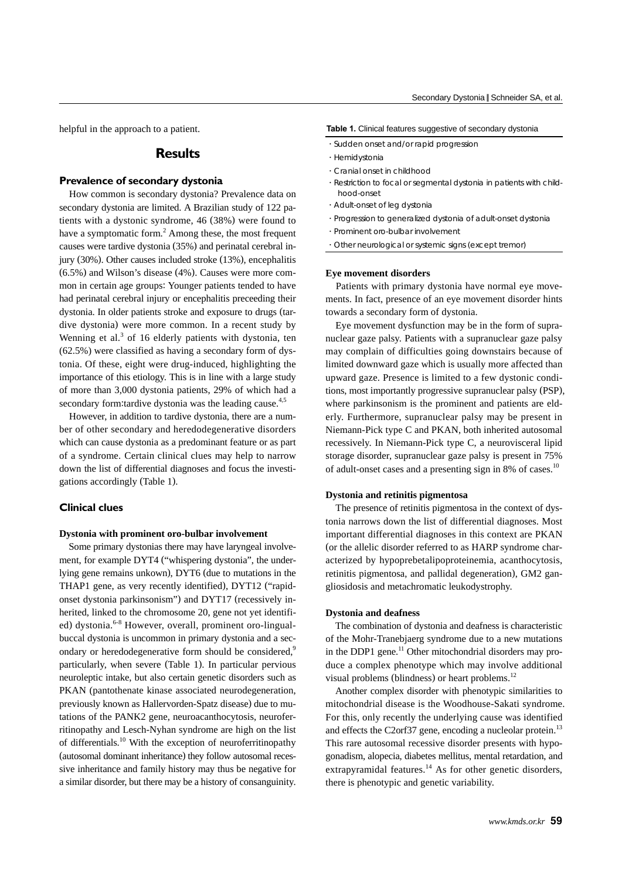helpful in the approach to a patient.

## Results

### Prevalence of secondary dystonia

How common is secondary dystonia? Prevalence data on secondary dystonia are limited. A Brazilian study of 122 patients with a dystonic syndrome, 46 (38%) were found to have a symptomatic form.[2] Among these, the most frequent causes were tardive dystonia (35%) and perinatal cerebral injury (30%). Other causes included stroke (13%), encephalitis (6.5%) and Wilson's disease (4%). Causes were more common in certain age groups: Younger patients tended to have had perinatal cerebral injury or encephalitis preceeding their dystonia. In older patients stroke and exposure to drugs (tardive dystonia) were more common. In a recent study by Wenning et al.[3] of 16 elderly patients with dystonia, ten (62.5%) were classified as having a secondary form of dystonia. Of these, eight were drug-induced, highlighting the importance of this etiology. This is in line with a large study of more than 3,000 dystonia patients, 29% of which had a secondary form:tardive dystonia was the leading cause.[4,5]

However, in addition to tardive dystonia, there are a number of other secondary and heredodegenerative disorders which can cause dystonia as a predominant feature or as part of a syndrome. Certain clinical clues may help to narrow down the list of differential diagnoses and focus the investigations accordingly (Table 1).

### Clinical clues

#### Dystonia with prominent oro-bulbar involvement

Some primary dystonias there may have laryngeal involvement, for example DYT4 ("whispering dystonia", the underlying gene remains unkown), DYT6 (due to mutations in the THAP1 gene, as very recently identified), DYT12 ("rapid-onset dystonia parkinsonism") and DYT17 (recessively inherited, linked to the chromosome 20, gene not yet identified) dystonia.[6-8] However, overall, prominent oro-lingual-buccal dystonia is uncommon in primary dystonia and a secondary or heredodegenerative form should be considered,[9] particularly, when severe (Table 1). In particular pervious neuroleptic intake, but also certain genetic disorders such as PKAN (pantothenate kinase associated neurodegeneration, previously known as Hallervorden-Spatz disease) due to mutations of the PANK2 gene, neuroacanthocytosis, neuroferritinopathy and Lesch-Nyhan syndrome are high on the list of differentials.[10] With the exception of neuroferritinopathy (autosomal dominant inheritance) they follow autosomal recessive inheritance and family history may thus be negative for a similar disorder, but there may be a history of consanguinity.

**Table 1.** Clinical features suggestive of secondary dystonia

- Sudden onset and/or rapid progression
- Hemidystonia
- Cranial onset in childhood
- Restriction to focal or segmental dystonia in patients with childhood-onset
- Adult-onset of leg dystonia
- Progression to generalized dystonia of adult-onset dystonia
- Prominent oro-bulbar involvement
- Other neurological or systemic signs (except tremor)

#### Eye movement disorders

Patients with primary dystonia have normal eye movements. In fact, presence of an eye movement disorder hints towards a secondary form of dystonia.

Eye movement dysfunction may be in the form of supranuclear gaze palsy. Patients with a supranuclear gaze palsy may complain of difficulties going downstairs because of limited downward gaze which is usually more affected than upward gaze. Presence is limited to a few dystonic conditions, most importantly progressive supranuclear palsy (PSP), where parkinsonism is the prominent and patients are elderly. Furthermore, supranuclear palsy may be present in Niemann-Pick type C and PKAN, both inherited autosomal recessively. In Niemann-Pick type C, a neurovisceral lipid storage disorder, supranuclear gaze palsy is present in 75% of adult-onset cases and a presenting sign in 8% of cases.[10]

#### Dystonia and retinitis pigmentosa

The presence of retinitis pigmentosa in the context of dystonia narrows down the list of differential diagnoses. Most important differential diagnoses in this context are PKAN (or the allelic disorder referred to as HARP syndrome characterized by hypoprebetalipoproteinemia, acanthocytosis, retinitis pigmentosa, and pallidal degeneration), GM2 gangliosidosis and metachromatic leukodystrophy.

#### Dystonia and deafness

The combination of dystonia and deafness is characteristic of the Mohr-Tranebjaerg syndrome due to a new mutations in the DDP1 gene.[11] Other mitochondrial disorders may produce a complex phenotype which may involve additional visual problems (blindness) or heart problems.[12]

Another complex disorder with phenotypic similarities to mitochondrial disease is the Woodhouse-Sakati syndrome. For this, only recently the underlying cause was identified and effects the C2orf37 gene, encoding a nucleolar protein.[13] This rare autosomal recessive disorder presents with hypogonadism, alopecia, diabetes mellitus, mental retardation, and extrapyramidal features.[14] As for other genetic disorders, there is phenotypic and genetic variability.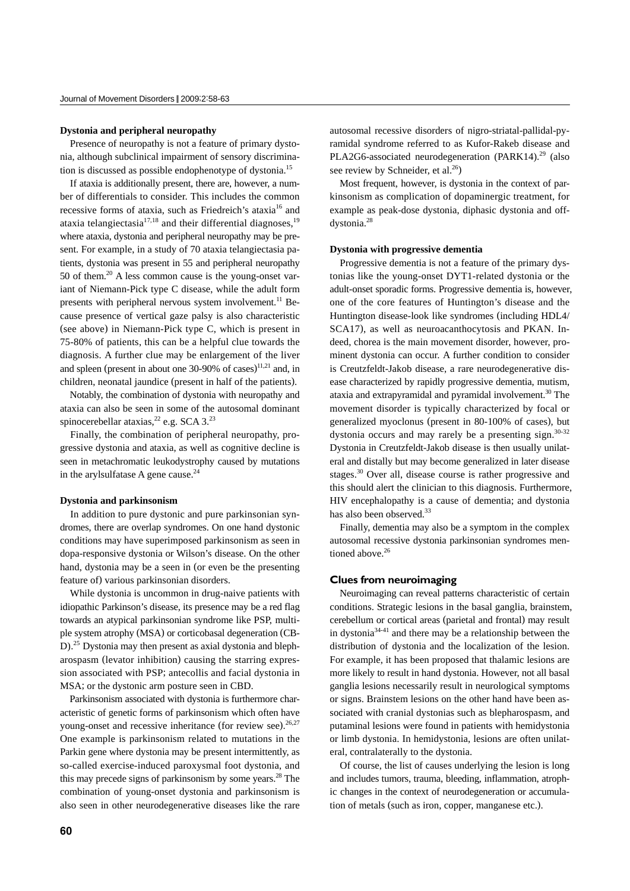### Dystonia and peripheral neuropathy

Presence of neuropathy is not a feature of primary dystonia, although subclinical impairment of sensory discrimination is discussed as possible endophenotype of dystonia.[15]

If ataxia is additionally present, there are, however, a number of differentials to consider. This includes the common recessive forms of ataxia, such as Friedreich's ataxia[16] and ataxia telangiectasia[17,18] and their differential diagnoses,[19] where ataxia, dystonia and peripheral neuropathy may be present. For example, in a study of 70 ataxia telangiectasia patients, dystonia was present in 55 and peripheral neuropathy 50 of them.[20] A less common cause is the young-onset variant of Niemann-Pick type C disease, while the adult form presents with peripheral nervous system involvement.[11] Because presence of vertical gaze palsy is also characteristic (see above) in Niemann-Pick type C, which is present in 75-80% of patients, this can be a helpful clue towards the diagnosis. A further clue may be enlargement of the liver and spleen (present in about one 30-90% of cases)[11,21] and, in children, neonatal jaundice (present in half of the patients).

Notably, the combination of dystonia with neuropathy and ataxia can also be seen in some of the autosomal dominant spinocerebellar ataxias,[22] e.g. SCA 3.[23]

Finally, the combination of peripheral neuropathy, progressive dystonia and ataxia, as well as cognitive decline is seen in metachromatic leukodystrophy caused by mutations in the arylsulfatase A gene cause.[24]

### Dystonia and parkinsonism

In addition to pure dystonic and pure parkinsonian syndromes, there are overlap syndromes. On one hand dystonic conditions may have superimposed parkinsonism as seen in dopa-responsive dystonia or Wilson's disease. On the other hand, dystonia may be a seen in (or even be the presenting feature of) various parkinsonian disorders.

While dystonia is uncommon in drug-naive patients with idiopathic Parkinson's disease, its presence may be a red flag towards an atypical parkinsonian syndrome like PSP, multiple system atrophy (MSA) or corticobasal degeneration (CBD).[25] Dystonia may then present as axial dystonia and blepharospasm (levator inhibition) causing the starring expression associated with PSP; antecollis and facial dystonia in MSA; or the dystonic arm posture seen in CBD.

Parkinsonism associated with dystonia is furthermore characteristic of genetic forms of parkinsonism which often have young-onset and recessive inheritance (for review see).[26,27] One example is parkinsonism related to mutations in the Parkin gene where dystonia may be present intermittently, as so-called exercise-induced paroxysmal foot dystonia, and this may precede signs of parkinsonism by some years.[28] The combination of young-onset dystonia and parkinsonism is also seen in other neurodegenerative diseases like the rare autosomal recessive disorders of nigro-striatal-pallidal-pyramidal syndrome referred to as Kufor-Rakeb disease and PLA2G6-associated neurodegeneration (PARK14).[29] (also see review by Schneider, et al.[26])

Most frequent, however, is dystonia in the context of parkinsonism as complication of dopaminergic treatment, for example as peak-dose dystonia, diphasic dystonia and off-dystonia.[28]

### Dystonia with progressive dementia

Progressive dementia is not a feature of the primary dystonias like the young-onset DYT1-related dystonia or the adult-onset sporadic forms. Progressive dementia is, however, one of the core features of Huntington's disease and the Huntington disease-look like syndromes (including HDL4/SCA17), as well as neuroacanthocytosis and PKAN. Indeed, chorea is the main movement disorder, however, prominent dystonia can occur. A further condition to consider is Creutzfeldt-Jakob disease, a rare neurodegenerative disease characterized by rapidly progressive dementia, mutism, ataxia and extrapyramidal and pyramidal involvement.[30] The movement disorder is typically characterized by focal or generalized myoclonus (present in 80-100% of cases), but dystonia occurs and may rarely be a presenting sign.[30-32] Dystonia in Creutzfeldt-Jakob disease is then usually unilateral and distally but may become generalized in later disease stages.[30] Over all, disease course is rather progressive and this should alert the clinician to this diagnosis. Furthermore, HIV encephalopathy is a cause of dementia; and dystonia has also been observed.[33]

Finally, dementia may also be a symptom in the complex autosomal recessive dystonia parkinsonian syndromes mentioned above.[26]

## Clues from neuroimaging

Neuroimaging can reveal patterns characteristic of certain conditions. Strategic lesions in the basal ganglia, brainstem, cerebellum or cortical areas (parietal and frontal) may result in dystonia[34-41] and there may be a relationship between the distribution of dystonia and the localization of the lesion. For example, it has been proposed that thalamic lesions are more likely to result in hand dystonia. However, not all basal ganglia lesions necessarily result in neurological symptoms or signs. Brainstem lesions on the other hand have been associated with cranial dystonias such as blepharospasm, and putaminal lesions were found in patients with hemidystonia or limb dystonia. In hemidystonia, lesions are often unilateral, contralaterally to the dystonia.

Of course, the list of causes underlying the lesion is long and includes tumors, trauma, bleeding, inflammation, atrophic changes in the context of neurodegeneration or accumulation of metals (such as iron, copper, manganese etc.).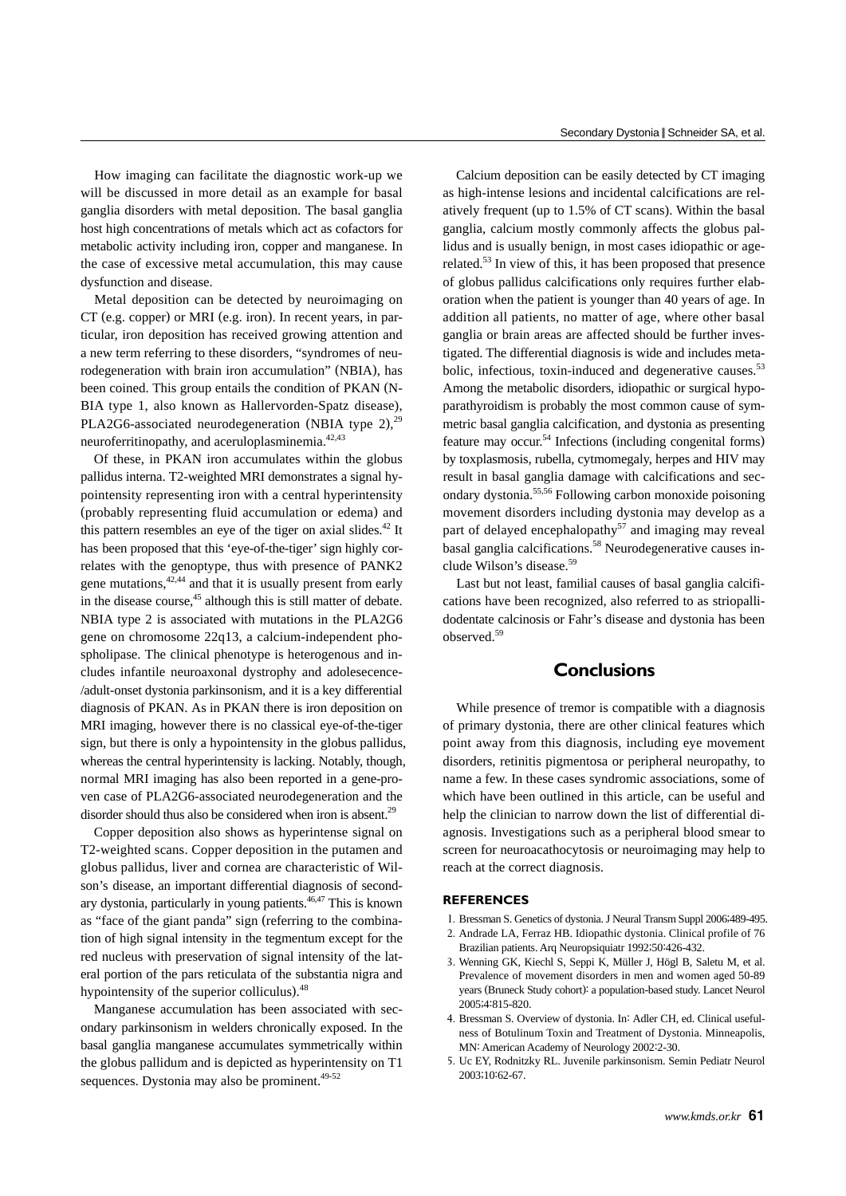How imaging can facilitate the diagnostic work-up we will be discussed in more detail as an example for basal ganglia disorders with metal deposition. The basal ganglia host high concentrations of metals which act as cofactors for metabolic activity including iron, copper and manganese. In the case of excessive metal accumulation, this may cause dysfunction and disease.

Metal deposition can be detected by neuroimaging on CT (e.g. copper) or MRI (e.g. iron). In recent years, in particular, iron deposition has received growing attention and a new term referring to these disorders, "syndromes of neurodegeneration with brain iron accumulation" (NBIA), has been coined. This group entails the condition of PKAN (NBIA type 1, also known as Hallervorden-Spatz disease), PLA2G6-associated neurodegeneration (NBIA type 2),[29] neuroferritinopathy, and aceruloplasminemia.[42,43]

Of these, in PKAN iron accumulates within the globus pallidus interna. T2-weighted MRI demonstrates a signal hypointensity representing iron with a central hyperintensity (probably representing fluid accumulation or edema) and this pattern resembles an eye of the tiger on axial slides.[42] It has been proposed that this 'eye-of-the-tiger' sign highly correlates with the genotype, thus with presence of PANK2 gene mutations,[42,44] and that it is usually present from early in the disease course,[45] although this is still matter of debate. NBIA type 2 is associated with mutations in the PLA2G6 gene on chromosome 22q13, a calcium-independent phospholipase. The clinical phenotype is heterogenous and includes infantile neuroaxonal dystrophy and adolesecence-/adult-onset dystonia parkinsonism, and it is a key differential diagnosis of PKAN. As in PKAN there is iron deposition on MRI imaging, however there is no classical eye-of-the-tiger sign, but there is only a hypointensity in the globus pallidus, whereas the central hyperintensity is lacking. Notably, though, normal MRI imaging has also been reported in a gene-proven case of PLA2G6-associated neurodegeneration and the disorder should thus also be considered when iron is absent.[29]

Copper deposition also shows as hyperintense signal on T2-weighted scans. Copper deposition in the putamen and globus pallidus, liver and cornea are characteristic of Wilson's disease, an important differential diagnosis of secondary dystonia, particularly in young patients.[46,47] This is known as "face of the giant panda" sign (referring to the combination of high signal intensity in the tegmentum except for the red nucleus with preservation of signal intensity of the lateral portion of the pars reticulata of the substantia nigra and hypointensity of the superior colliculus).[48]

Manganese accumulation has been associated with secondary parkinsonism in welders chronically exposed. In the basal ganglia manganese accumulates symmetrically within the globus pallidum and is depicted as hyperintensity on T1 sequences. Dystonia may also be prominent.[49-52]

Calcium deposition can be easily detected by CT imaging as high-intense lesions and incidental calcifications are relatively frequent (up to 1.5% of CT scans). Within the basal ganglia, calcium mostly commonly affects the globus pallidus and is usually benign, in most cases idiopathic or age-related.[53] In view of this, it has been proposed that presence of globus pallidus calcifications only requires further elaboration when the patient is younger than 40 years of age. In addition all patients, no matter of age, where other basal ganglia or brain areas are affected should be further investigated. The differential diagnosis is wide and includes metabolic, infectious, toxin-induced and degenerative causes.[53] Among the metabolic disorders, idiopathic or surgical hypoparathyroidism is probably the most common cause of symmetric basal ganglia calcification, and dystonia as presenting feature may occur.[54] Infections (including congenital forms) by toxplasmosis, rubella, cytmomegaly, herpes and HIV may result in basal ganglia damage with calcifications and secondary dystonia.[55,56] Following carbon monoxide poisoning movement disorders including dystonia may develop as a part of delayed encephalopathy[57] and imaging may reveal basal ganglia calcifications.[58] Neurodegenerative causes include Wilson's disease.[59]

Last but not least, familial causes of basal ganglia calcifications have been recognized, also referred to as striopallidodentate calcinosis or Fahr's disease and dystonia has been observed.[59]

## Conclusions

While presence of tremor is compatible with a diagnosis of primary dystonia, there are other clinical features which point away from this diagnosis, including eye movement disorders, retinitis pigmentosa or peripheral neuropathy, to name a few. In these cases syndromic associations, some of which have been outlined in this article, can be useful and help the clinician to narrow down the list of differential diagnosis. Investigations such as a peripheral blood smear to screen for neuroacathocytosis or neuroimaging may help to reach at the correct diagnosis.

### REFERENCES

1. Bressman S. Genetics of dystonia. J Neural Transm Suppl 2006;489-495.
2. Andrade LA, Ferraz HB. Idiopathic dystonia. Clinical profile of 76 Brazilian patients. Arq Neuropsiquiatr 1992;50:426-432.
3. Wenning GK, Kiechl S, Seppi K, Müller J, Högl B, Saletu M, et al. Prevalence of movement disorders in men and women aged 50-89 years (Bruneck Study cohort): a population-based study. Lancet Neurol 2005;4:815-820.
4. Bressman S. Overview of dystonia. In: Adler CH, ed. Clinical usefulness of Botulinum Toxin and Treatment of Dystonia. Minneapolis, MN: American Academy of Neurology 2002:2-30.
5. Uc EY, Rodnitzky RL. Juvenile parkinsonism. Semin Pediatr Neurol 2003;10:62-67.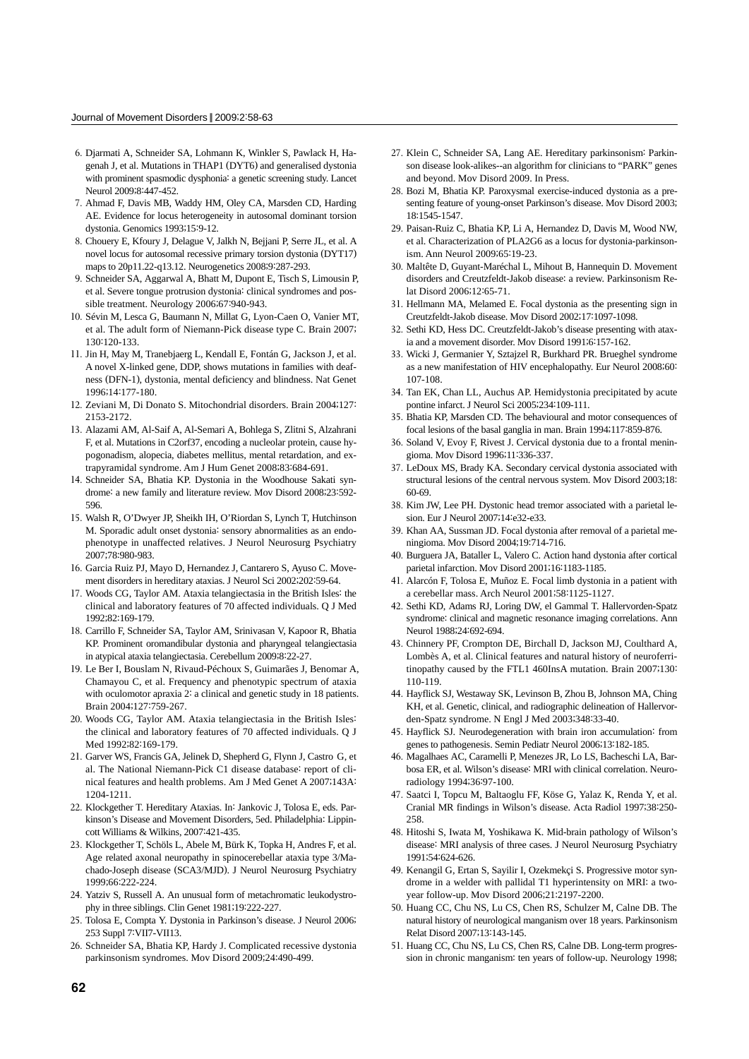6. Djarmati A, Schneider SA, Lohmann K, Winkler S, Pawlack H, Hagenah J, et al. Mutations in THAP1 (DYT6) and generalised dystonia with prominent spasmodic dysphonia: a genetic screening study. Lancet Neurol 2009;8:447-452.
7. Ahmad F, Davis MB, Waddy HM, Oley CA, Marsden CD, Harding AE. Evidence for locus heterogeneity in autosomal dominant torsion dystonia. Genomics 1993;15:9-12.
8. Chouery E, Kfoury J, Delague V, Jalkh N, Bejjani P, Serre JL, et al. A novel locus for autosomal recessive primary torsion dystonia (DYT17) maps to 20p11.22-q13.12. Neurogenetics 2008;9:287-293.
9. Schneider SA, Aggarwal A, Bhatt M, Dupont E, Tisch S, Limousin P, et al. Severe tongue protrusion dystonia: clinical syndromes and possible treatment. Neurology 2006;67:940-943.
10. Sévin M, Lesca G, Baumann N, Millat G, Lyon-Caen O, Vanier MT, et al. The adult form of Niemann-Pick disease type C. Brain 2007; 130:120-133.
11. Jin H, May M, Tranebjaerg L, Kendall E, Fontán G, Jackson J, et al. A novel X-linked gene, DDP, shows mutations in families with deafness (DFN-1), dystonia, mental deficiency and blindness. Nat Genet 1996;14:177-180.
12. Zeviani M, Di Donato S. Mitochondrial disorders. Brain 2004;127: 2153-2172.
13. Alazami AM, Al-Saif A, Al-Semari A, Bohlega S, Zlitni S, Alzahrani F, et al. Mutations in C2orf37, encoding a nucleolar protein, cause hypogonadism, alopecia, diabetes mellitus, mental retardation, and extrapyramidal syndrome. Am J Hum Genet 2008;83:684-691.
14. Schneider SA, Bhatia KP. Dystonia in the Woodhouse Sakati syndrome: a new family and literature review. Mov Disord 2008;23:592-596.
15. Walsh R, O'Dwyer JP, Sheikh IH, O'Riordan S, Lynch T, Hutchinson M. Sporadic adult onset dystonia: sensory abnormalities as an endophenotype in unaffected relatives. J Neurol Neurosurg Psychiatry 2007;78:980-983.
16. Garcia Ruiz PJ, Mayo D, Hernandez J, Cantarero S, Ayuso C. Movement disorders in hereditary ataxias. J Neurol Sci 2002;202:59-64.
17. Woods CG, Taylor AM. Ataxia telangiectasia in the British Isles: the clinical and laboratory features of 70 affected individuals. Q J Med 1992;82:169-179.
18. Carrillo F, Schneider SA, Taylor AM, Srinivasan V, Kapoor R, Bhatia KP. Prominent oromandibular dystonia and pharyngeal telangiectasia in atypical ataxia telangiectasia. Cerebellum 2009;8:22-27.
19. Le Ber I, Bouslam N, Rivaud-Péchoux S, Guimarães J, Benomar A, Chamayou C, et al. Frequency and phenotypic spectrum of ataxia with oculomotor apraxia 2: a clinical and genetic study in 18 patients. Brain 2004;127:759-267.
20. Woods CG, Taylor AM. Ataxia telangiectasia in the British Isles: the clinical and laboratory features of 70 affected individuals. Q J Med 1992;82:169-179.
21. Garver WS, Francis GA, Jelinek D, Shepherd G, Flynn J, Castro G, et al. The National Niemann-Pick C1 disease database: report of clinical features and health problems. Am J Med Genet A 2007;143A: 1204-1211.
22. Klockgether T. Hereditary Ataxias. In: Jankovic J, Tolosa E, eds. Parkinson's Disease and Movement Disorders, 5ed. Philadelphia: Lippincott Williams & Wilkins, 2007:421-435.
23. Klockgether T, Schöls L, Abele M, Bürk K, Topka H, Andres F, et al. Age related axonal neuropathy in spinocerebellar ataxia type 3/Machado-Joseph disease (SCA3/MJD). J Neurol Neurosurg Psychiatry 1999;66:222-224.
24. Yatziv S, Russell A. An unusual form of metachromatic leukodystrophy in three siblings. Clin Genet 1981;19:222-227.
25. Tolosa E, Compta Y. Dystonia in Parkinson's disease. J Neurol 2006; 253 Suppl 7:VII7-VII13.
26. Schneider SA, Bhatia KP, Hardy J. Complicated recessive dystonia parkinsonism syndromes. Mov Disord 2009;24:490-499.
27. Klein C, Schneider SA, Lang AE. Hereditary parkinsonism: Parkinson disease look-alikes--an algorithm for clinicians to "PARK" genes and beyond. Mov Disord 2009. In Press.
28. Bozi M, Bhatia KP. Paroxysmal exercise-induced dystonia as a presenting feature of young-onset Parkinson's disease. Mov Disord 2003; 18:1545-1547.
29. Paisan-Ruiz C, Bhatia KP, Li A, Hernandez D, Davis M, Wood NW, et al. Characterization of PLA2G6 as a locus for dystonia-parkinsonism. Ann Neurol 2009;65:19-23.
30. Maltête D, Guyant-Maréchal L, Mihout B, Hannequin D. Movement disorders and Creutzfeldt-Jakob disease: a review. Parkinsonism Relat Disord 2006;12:65-71.
31. Hellmann MA, Melamed E. Focal dystonia as the presenting sign in Creutzfeldt-Jakob disease. Mov Disord 2002;17:1097-1098.
32. Sethi KD, Hess DC. Creutzfeldt-Jakob's disease presenting with ataxia and a movement disorder. Mov Disord 1991;6:157-162.
33. Wicki J, Germanier Y, Sztajzel R, Burkhard PR. Brueghel syndrome as a new manifestation of HIV encephalopathy. Eur Neurol 2008;60: 107-108.
34. Tan EK, Chan LL, Auchus AP. Hemidystonia precipitated by acute pontine infarct. J Neurol Sci 2005;234:109-111.
35. Bhatia KP, Marsden CD. The behavioural and motor consequences of focal lesions of the basal ganglia in man. Brain 1994;117:859-876.
36. Soland V, Evoy F, Rivest J. Cervical dystonia due to a frontal meningioma. Mov Disord 1996;11:336-337.
37. LeDoux MS, Brady KA. Secondary cervical dystonia associated with structural lesions of the central nervous system. Mov Disord 2003;18: 60-69.
38. Kim JW, Lee PH. Dystonic head tremor associated with a parietal lesion. Eur J Neurol 2007;14:e32-e33.
39. Khan AA, Sussman JD. Focal dystonia after removal of a parietal meningioma. Mov Disord 2004;19:714-716.
40. Burguera JA, Bataller L, Valero C. Action hand dystonia after cortical parietal infarction. Mov Disord 2001;16:1183-1185.
41. Alarcón F, Tolosa E, Muñoz E. Focal limb dystonia in a patient with a cerebellar mass. Arch Neurol 2001;58:1125-1127.
42. Sethi KD, Adams RJ, Loring DW, el Gammal T. Hallervorden-Spatz syndrome: clinical and magnetic resonance imaging correlations. Ann Neurol 1988;24:692-694.
43. Chinnery PF, Crompton DE, Birchall D, Jackson MJ, Coulthard A, Lombès A, et al. Clinical features and natural history of neuroferritinopathy caused by the FTL1 460InsA mutation. Brain 2007;130: 110-119.
44. Hayflick SJ, Westaway SK, Levinson B, Zhou B, Johnson MA, Ching KH, et al. Genetic, clinical, and radiographic delineation of Hallervorden-Spatz syndrome. N Engl J Med 2003;348:33-40.
45. Hayflick SJ. Neurodegeneration with brain iron accumulation: from genes to pathogenesis. Semin Pediatr Neurol 2006;13:182-185.
46. Magalhaes AC, Caramelli P, Menezes JR, Lo LS, Bacheschi LA, Barbosa ER, et al. Wilson's disease: MRI with clinical correlation. Neuroradiology 1994;36:97-100.
47. Saatci I, Topcu M, Baltaoglu FF, Köse G, Yalaz K, Renda Y, et al. Cranial MR findings in Wilson's disease. Acta Radiol 1997;38:250-258.
48. Hitoshi S, Iwata M, Yoshikawa K. Mid-brain pathology of Wilson's disease: MRI analysis of three cases. J Neurol Neurosurg Psychiatry 1991;54:624-626.
49. Kenangil G, Ertan S, Sayilir I, Ozekmekçi S. Progressive motor syndrome in a welder with pallidal T1 hyperintensity on MRI: a two-year follow-up. Mov Disord 2006;21:2197-2200.
50. Huang CC, Chu NS, Lu CS, Chen RS, Schulzer M, Calne DB. The natural history of neurological manganism over 18 years. Parkinsonism Relat Disord 2007;13:143-145.
51. Huang CC, Chu NS, Lu CS, Chen RS, Calne DB. Long-term progression in chronic manganism: ten years of follow-up. Neurology 1998;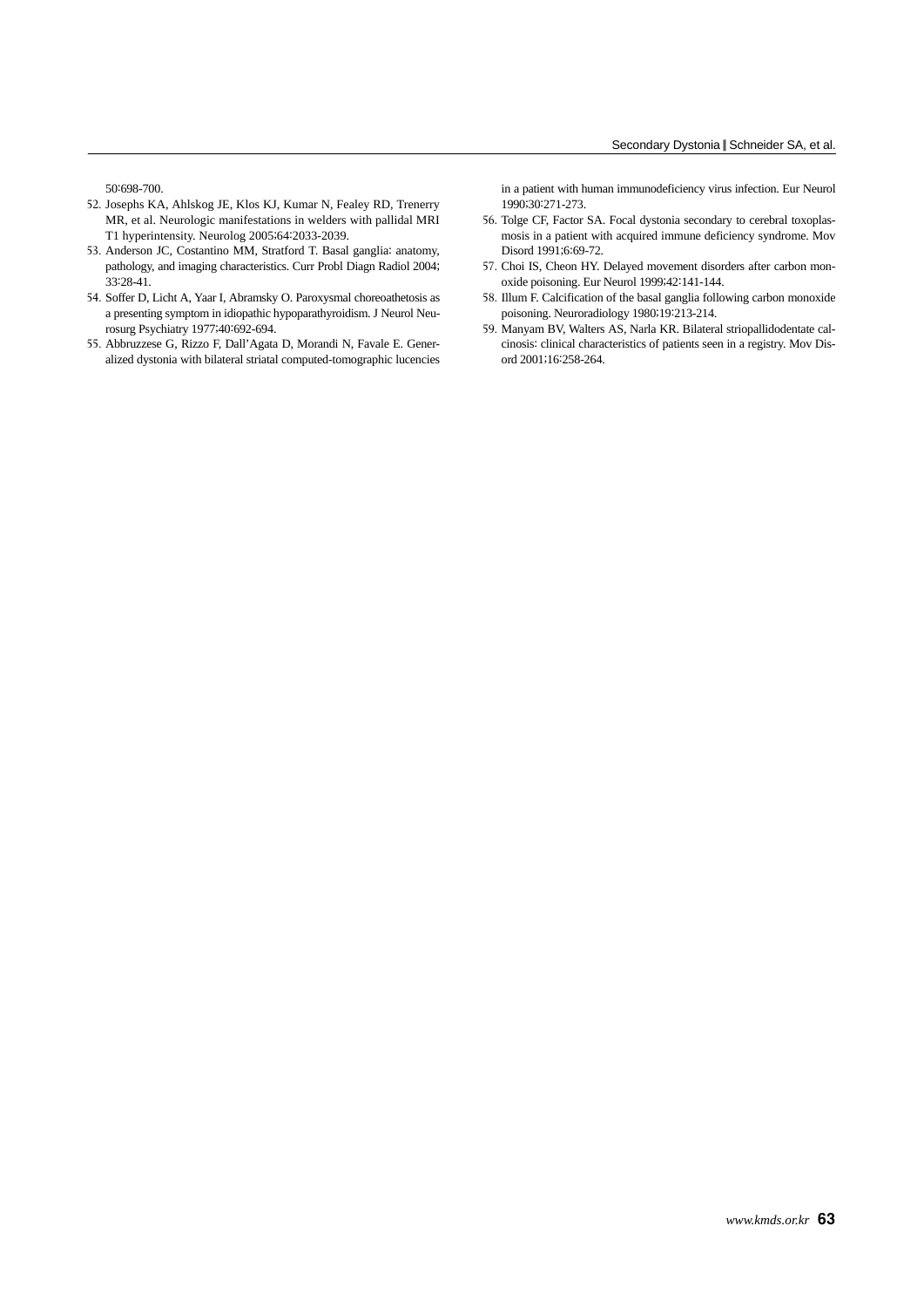50:698-700.

52. Josephs KA, Ahlskog JE, Klos KJ, Kumar N, Fealey RD, Trenerry MR, et al. Neurologic manifestations in welders with pallidal MRI T1 hyperintensity. Neurolog 2005;64:2033-2039.
53. Anderson JC, Costantino MM, Stratford T. Basal ganglia: anatomy, pathology, and imaging characteristics. Curr Probl Diagn Radiol 2004;33:28-41.
54. Soffer D, Licht A, Yaar I, Abramsky O. Paroxysmal choreoathetosis as a presenting symptom in idiopathic hypoparathyroidism. J Neurol Neurosurg Psychiatry 1977;40:692-694.
55. Abbruzzese G, Rizzo F, Dall'Agata D, Morandi N, Favale E. Generalized dystonia with bilateral striatal computed-tomographic lucencies in a patient with human immunodeficiency virus infection. Eur Neurol 1990;30:271-273.
56. Tolge CF, Factor SA. Focal dystonia secondary to cerebral toxoplasmosis in a patient with acquired immune deficiency syndrome. Mov Disord 1991;6:69-72.
57. Choi IS, Cheon HY. Delayed movement disorders after carbon monoxide poisoning. Eur Neurol 1999;42:141-144.
58. Illum F. Calcification of the basal ganglia following carbon monoxide poisoning. Neuroradiology 1980;19:213-214.
59. Manyam BV, Walters AS, Narla KR. Bilateral striopallidodentate calcinosis: clinical characteristics of patients seen in a registry. Mov Disord 2001;16:258-264.